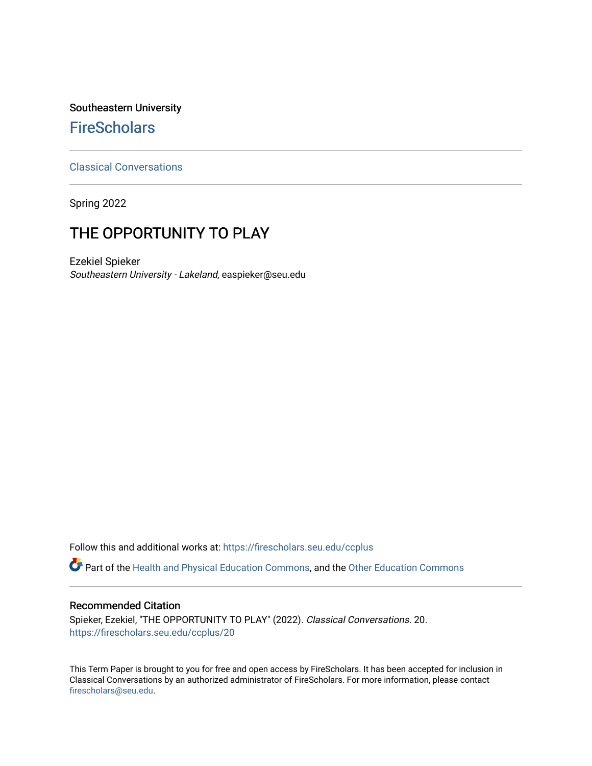Southeastern University

# FireScholars

Classical Conversations

Spring 2022

## THE OPPORTUNITY TO PLAY

Ezekiel Spieker
*Southeastern University - Lakeland*, easpieker@seu.edu

Follow this and additional works at: https://firescholars.seu.edu/ccplus

Part of the Health and Physical Education Commons, and the Other Education Commons

### Recommended Citation

Spieker, Ezekiel, "THE OPPORTUNITY TO PLAY" (2022). *Classical Conversations*. 20.
https://firescholars.seu.edu/ccplus/20

This Term Paper is brought to you for free and open access by FireScholars. It has been accepted for inclusion in Classical Conversations by an authorized administrator of FireScholars. For more information, please contact firescholars@seu.edu.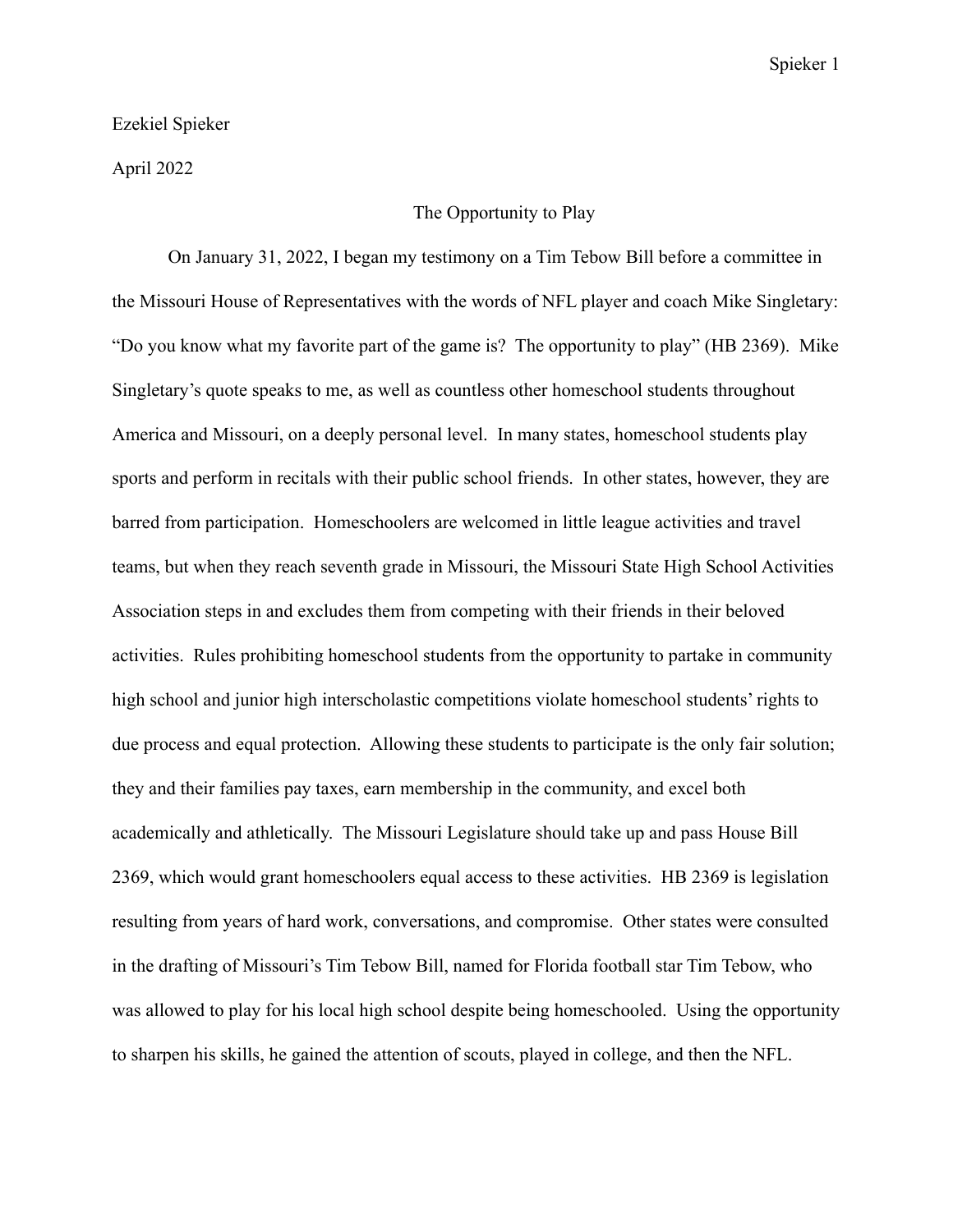Ezekiel Spieker

April 2022

# The Opportunity to Play

On January 31, 2022, I began my testimony on a Tim Tebow Bill before a committee in the Missouri House of Representatives with the words of NFL player and coach Mike Singletary: "Do you know what my favorite part of the game is? The opportunity to play" (HB 2369). Mike Singletary's quote speaks to me, as well as countless other homeschool students throughout America and Missouri, on a deeply personal level. In many states, homeschool students play sports and perform in recitals with their public school friends. In other states, however, they are barred from participation. Homeschoolers are welcomed in little league activities and travel teams, but when they reach seventh grade in Missouri, the Missouri State High School Activities Association steps in and excludes them from competing with their friends in their beloved activities. Rules prohibiting homeschool students from the opportunity to partake in community high school and junior high interscholastic competitions violate homeschool students' rights to due process and equal protection. Allowing these students to participate is the only fair solution; they and their families pay taxes, earn membership in the community, and excel both academically and athletically. The Missouri Legislature should take up and pass House Bill 2369, which would grant homeschoolers equal access to these activities. HB 2369 is legislation resulting from years of hard work, conversations, and compromise. Other states were consulted in the drafting of Missouri's Tim Tebow Bill, named for Florida football star Tim Tebow, who was allowed to play for his local high school despite being homeschooled. Using the opportunity to sharpen his skills, he gained the attention of scouts, played in college, and then the NFL.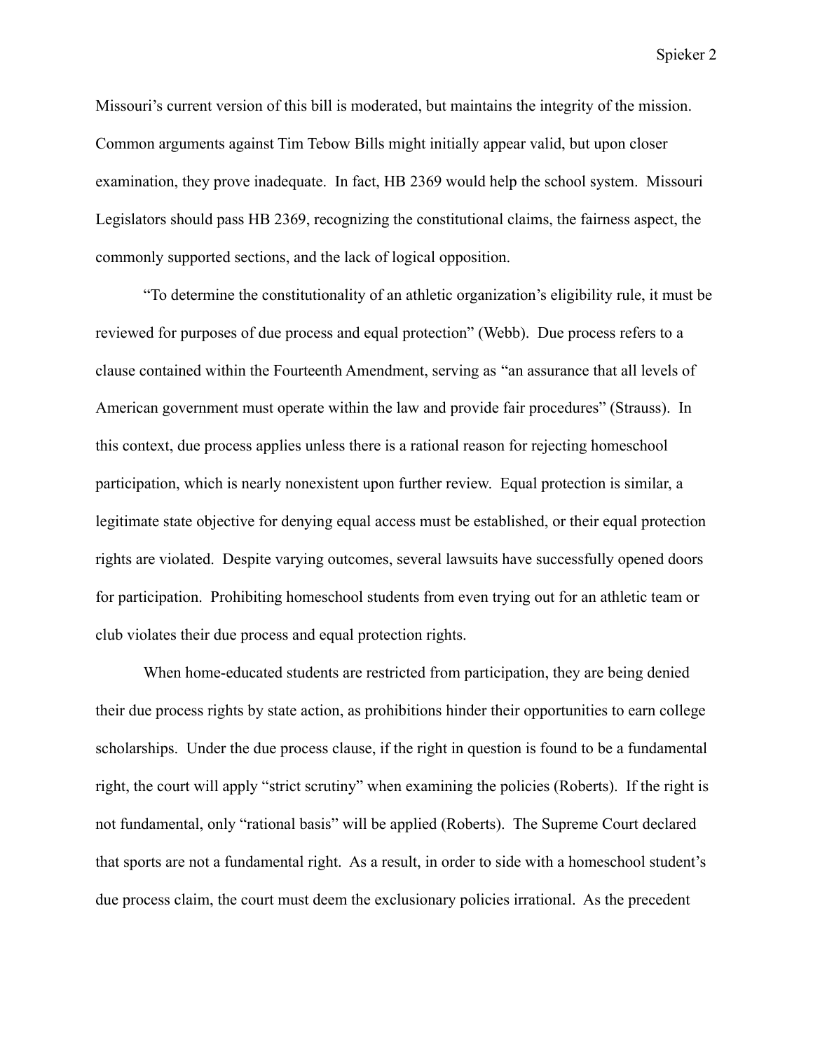Missouri's current version of this bill is moderated, but maintains the integrity of the mission. Common arguments against Tim Tebow Bills might initially appear valid, but upon closer examination, they prove inadequate. In fact, HB 2369 would help the school system. Missouri Legislators should pass HB 2369, recognizing the constitutional claims, the fairness aspect, the commonly supported sections, and the lack of logical opposition.

"To determine the constitutionality of an athletic organization's eligibility rule, it must be reviewed for purposes of due process and equal protection" (Webb). Due process refers to a clause contained within the Fourteenth Amendment, serving as "an assurance that all levels of American government must operate within the law and provide fair procedures" (Strauss). In this context, due process applies unless there is a rational reason for rejecting homeschool participation, which is nearly nonexistent upon further review. Equal protection is similar, a legitimate state objective for denying equal access must be established, or their equal protection rights are violated. Despite varying outcomes, several lawsuits have successfully opened doors for participation. Prohibiting homeschool students from even trying out for an athletic team or club violates their due process and equal protection rights.

When home-educated students are restricted from participation, they are being denied their due process rights by state action, as prohibitions hinder their opportunities to earn college scholarships. Under the due process clause, if the right in question is found to be a fundamental right, the court will apply "strict scrutiny" when examining the policies (Roberts). If the right is not fundamental, only "rational basis" will be applied (Roberts). The Supreme Court declared that sports are not a fundamental right. As a result, in order to side with a homeschool student's due process claim, the court must deem the exclusionary policies irrational. As the precedent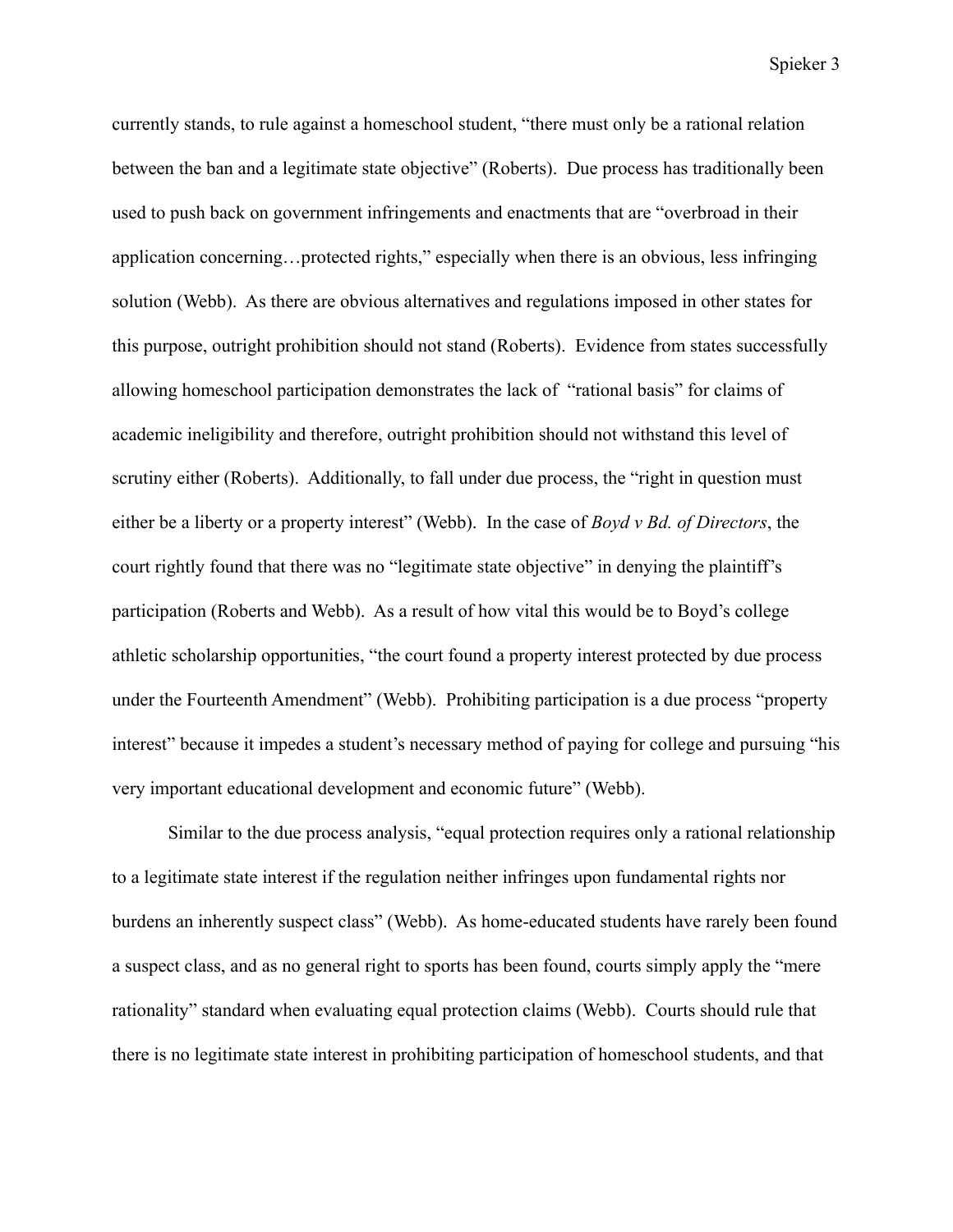currently stands, to rule against a homeschool student, "there must only be a rational relation between the ban and a legitimate state objective" (Roberts). Due process has traditionally been used to push back on government infringements and enactments that are "overbroad in their application concerning…protected rights," especially when there is an obvious, less infringing solution (Webb). As there are obvious alternatives and regulations imposed in other states for this purpose, outright prohibition should not stand (Roberts). Evidence from states successfully allowing homeschool participation demonstrates the lack of "rational basis" for claims of academic ineligibility and therefore, outright prohibition should not withstand this level of scrutiny either (Roberts). Additionally, to fall under due process, the "right in question must either be a liberty or a property interest" (Webb). In the case of *Boyd v Bd. of Directors*, the court rightly found that there was no "legitimate state objective" in denying the plaintiff's participation (Roberts and Webb). As a result of how vital this would be to Boyd's college athletic scholarship opportunities, "the court found a property interest protected by due process under the Fourteenth Amendment" (Webb). Prohibiting participation is a due process "property interest" because it impedes a student's necessary method of paying for college and pursuing "his very important educational development and economic future" (Webb).

Similar to the due process analysis, "equal protection requires only a rational relationship to a legitimate state interest if the regulation neither infringes upon fundamental rights nor burdens an inherently suspect class" (Webb). As home-educated students have rarely been found a suspect class, and as no general right to sports has been found, courts simply apply the "mere rationality" standard when evaluating equal protection claims (Webb). Courts should rule that there is no legitimate state interest in prohibiting participation of homeschool students, and that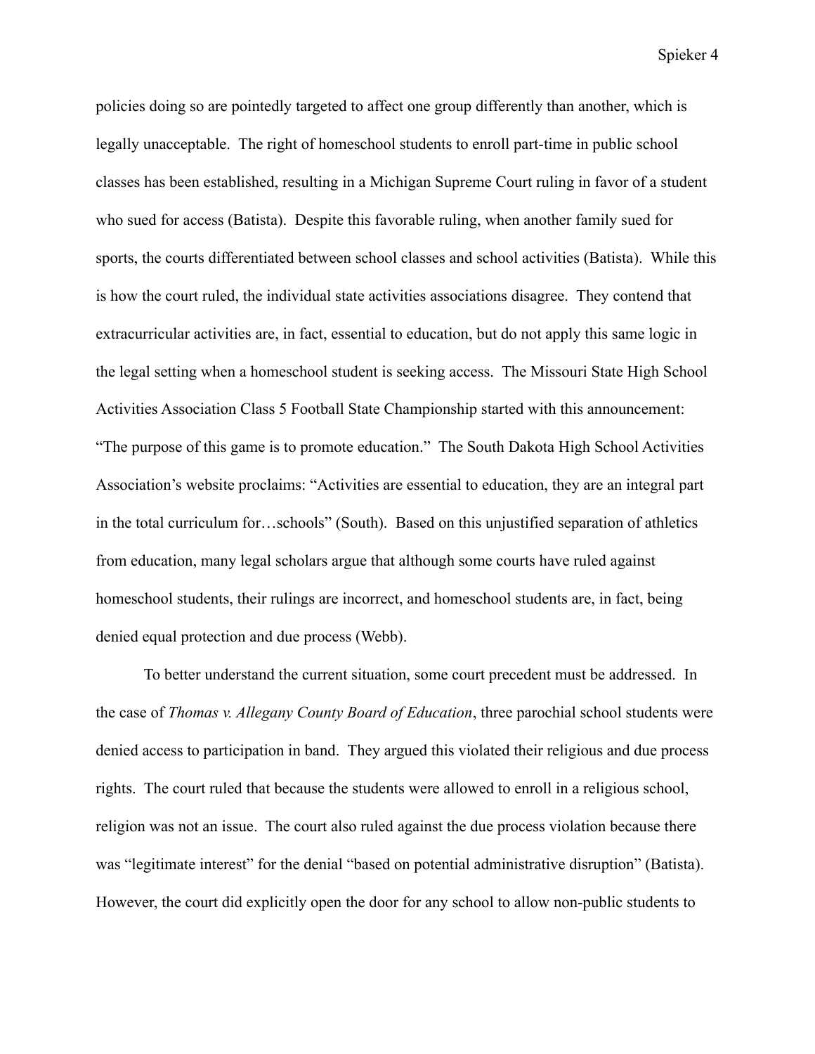policies doing so are pointedly targeted to affect one group differently than another, which is legally unacceptable. The right of homeschool students to enroll part-time in public school classes has been established, resulting in a Michigan Supreme Court ruling in favor of a student who sued for access (Batista). Despite this favorable ruling, when another family sued for sports, the courts differentiated between school classes and school activities (Batista). While this is how the court ruled, the individual state activities associations disagree. They contend that extracurricular activities are, in fact, essential to education, but do not apply this same logic in the legal setting when a homeschool student is seeking access. The Missouri State High School Activities Association Class 5 Football State Championship started with this announcement: "The purpose of this game is to promote education." The South Dakota High School Activities Association's website proclaims: "Activities are essential to education, they are an integral part in the total curriculum for…schools" (South). Based on this unjustified separation of athletics from education, many legal scholars argue that although some courts have ruled against homeschool students, their rulings are incorrect, and homeschool students are, in fact, being denied equal protection and due process (Webb).

To better understand the current situation, some court precedent must be addressed. In the case of *Thomas v. Allegany County Board of Education*, three parochial school students were denied access to participation in band. They argued this violated their religious and due process rights. The court ruled that because the students were allowed to enroll in a religious school, religion was not an issue. The court also ruled against the due process violation because there was "legitimate interest" for the denial "based on potential administrative disruption" (Batista). However, the court did explicitly open the door for any school to allow non-public students to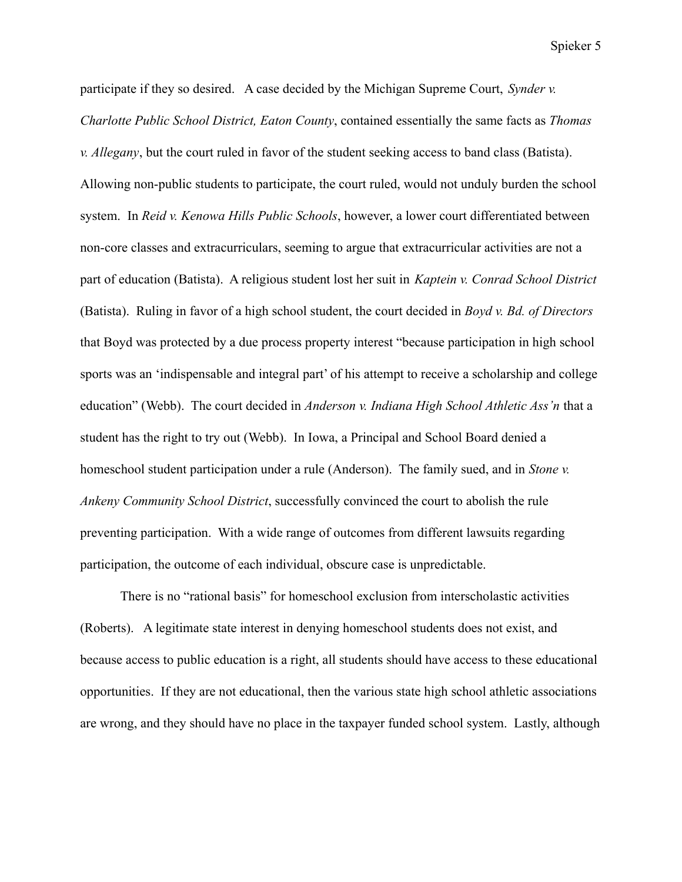participate if they so desired. A case decided by the Michigan Supreme Court, *Synder v. Charlotte Public School District, Eaton County*, contained essentially the same facts as *Thomas v. Allegany*, but the court ruled in favor of the student seeking access to band class (Batista). Allowing non-public students to participate, the court ruled, would not unduly burden the school system. In *Reid v. Kenowa Hills Public Schools*, however, a lower court differentiated between non-core classes and extracurriculars, seeming to argue that extracurricular activities are not a part of education (Batista). A religious student lost her suit in *Kaptein v. Conrad School District* (Batista). Ruling in favor of a high school student, the court decided in *Boyd v. Bd. of Directors* that Boyd was protected by a due process property interest "because participation in high school sports was an 'indispensable and integral part' of his attempt to receive a scholarship and college education" (Webb). The court decided in *Anderson v. Indiana High School Athletic Ass'n* that a student has the right to try out (Webb). In Iowa, a Principal and School Board denied a homeschool student participation under a rule (Anderson). The family sued, and in *Stone v. Ankeny Community School District*, successfully convinced the court to abolish the rule preventing participation. With a wide range of outcomes from different lawsuits regarding participation, the outcome of each individual, obscure case is unpredictable.

There is no "rational basis" for homeschool exclusion from interscholastic activities (Roberts). A legitimate state interest in denying homeschool students does not exist, and because access to public education is a right, all students should have access to these educational opportunities. If they are not educational, then the various state high school athletic associations are wrong, and they should have no place in the taxpayer funded school system. Lastly, although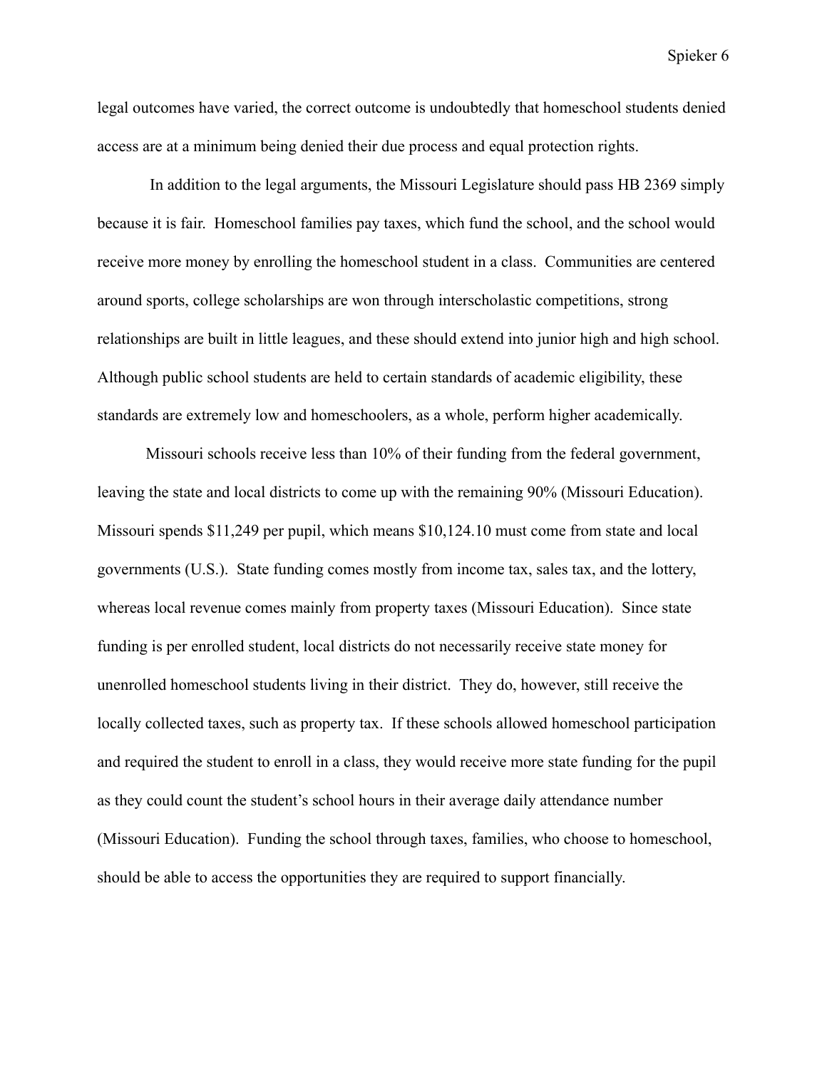legal outcomes have varied, the correct outcome is undoubtedly that homeschool students denied access are at a minimum being denied their due process and equal protection rights.

In addition to the legal arguments, the Missouri Legislature should pass HB 2369 simply because it is fair. Homeschool families pay taxes, which fund the school, and the school would receive more money by enrolling the homeschool student in a class. Communities are centered around sports, college scholarships are won through interscholastic competitions, strong relationships are built in little leagues, and these should extend into junior high and high school. Although public school students are held to certain standards of academic eligibility, these standards are extremely low and homeschoolers, as a whole, perform higher academically.

Missouri schools receive less than 10% of their funding from the federal government, leaving the state and local districts to come up with the remaining 90% (Missouri Education). Missouri spends $11,249 per pupil, which means $10,124.10 must come from state and local governments (U.S.). State funding comes mostly from income tax, sales tax, and the lottery, whereas local revenue comes mainly from property taxes (Missouri Education). Since state funding is per enrolled student, local districts do not necessarily receive state money for unenrolled homeschool students living in their district. They do, however, still receive the locally collected taxes, such as property tax. If these schools allowed homeschool participation and required the student to enroll in a class, they would receive more state funding for the pupil as they could count the student's school hours in their average daily attendance number (Missouri Education). Funding the school through taxes, families, who choose to homeschool, should be able to access the opportunities they are required to support financially.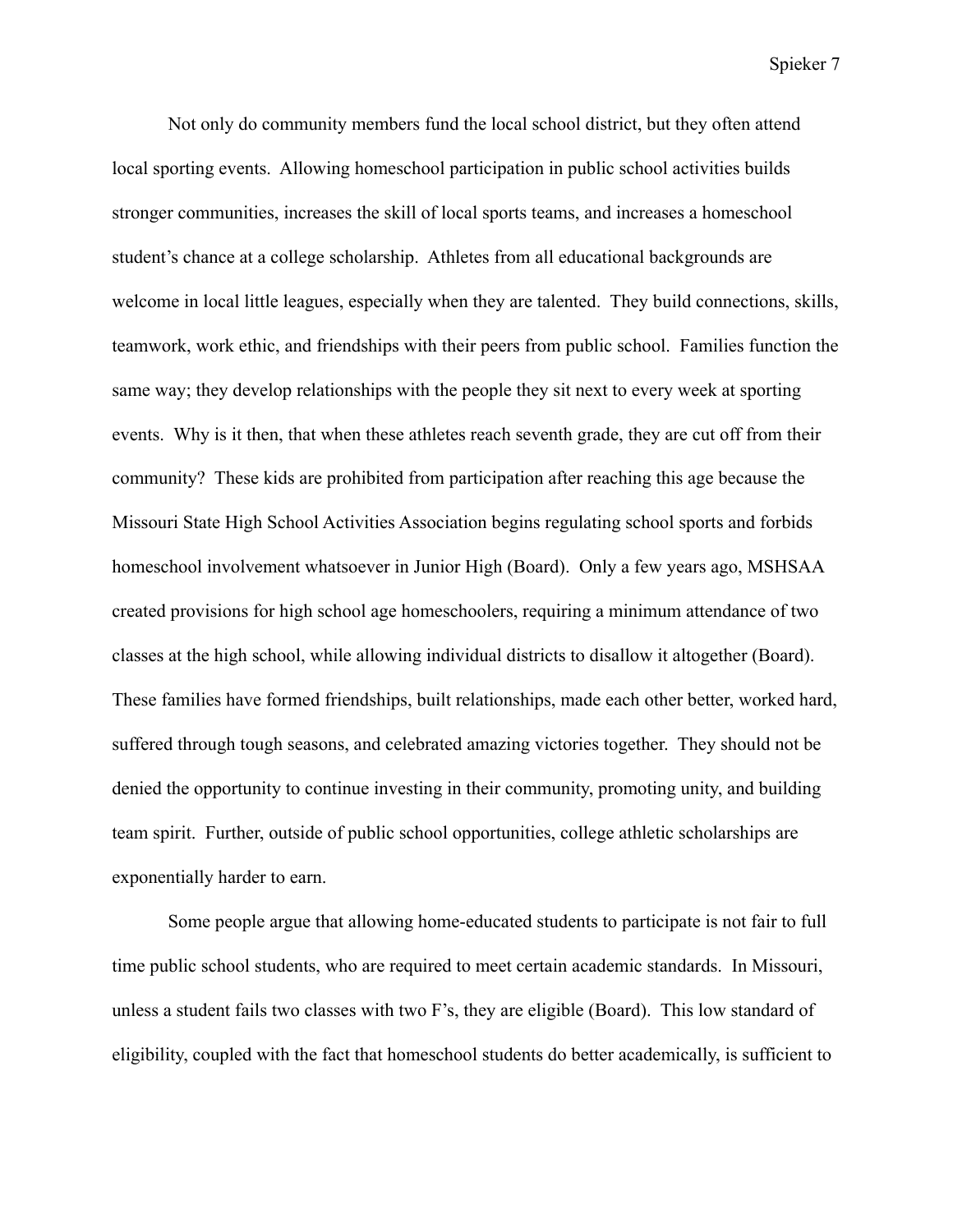Not only do community members fund the local school district, but they often attend local sporting events. Allowing homeschool participation in public school activities builds stronger communities, increases the skill of local sports teams, and increases a homeschool student's chance at a college scholarship. Athletes from all educational backgrounds are welcome in local little leagues, especially when they are talented. They build connections, skills, teamwork, work ethic, and friendships with their peers from public school. Families function the same way; they develop relationships with the people they sit next to every week at sporting events. Why is it then, that when these athletes reach seventh grade, they are cut off from their community? These kids are prohibited from participation after reaching this age because the Missouri State High School Activities Association begins regulating school sports and forbids homeschool involvement whatsoever in Junior High (Board). Only a few years ago, MSHSAA created provisions for high school age homeschoolers, requiring a minimum attendance of two classes at the high school, while allowing individual districts to disallow it altogether (Board). These families have formed friendships, built relationships, made each other better, worked hard, suffered through tough seasons, and celebrated amazing victories together. They should not be denied the opportunity to continue investing in their community, promoting unity, and building team spirit. Further, outside of public school opportunities, college athletic scholarships are exponentially harder to earn.

Some people argue that allowing home-educated students to participate is not fair to full time public school students, who are required to meet certain academic standards. In Missouri, unless a student fails two classes with two F's, they are eligible (Board). This low standard of eligibility, coupled with the fact that homeschool students do better academically, is sufficient to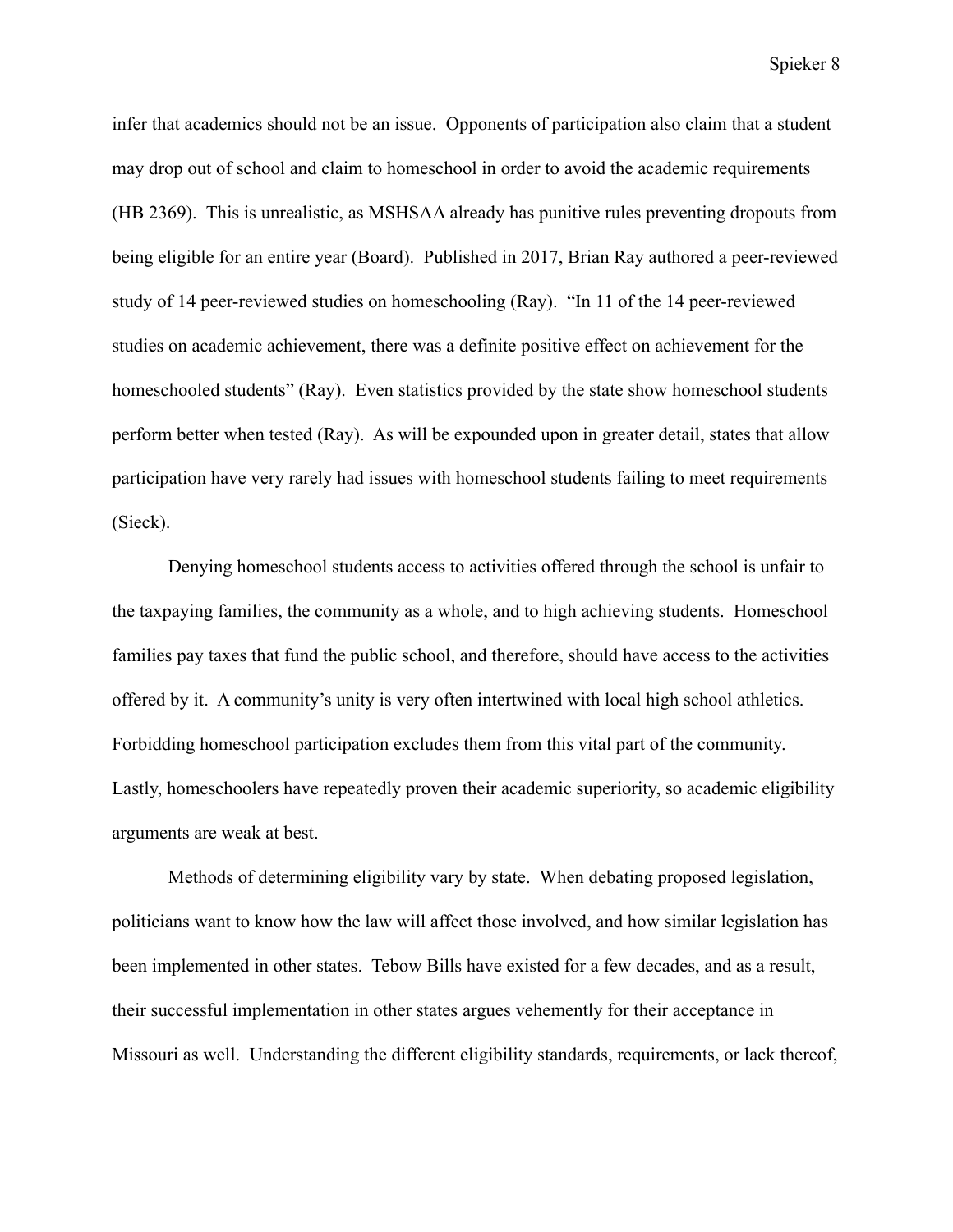infer that academics should not be an issue.  Opponents of participation also claim that a student may drop out of school and claim to homeschool in order to avoid the academic requirements (HB 2369).  This is unrealistic, as MSHSAA already has punitive rules preventing dropouts from being eligible for an entire year (Board).  Published in 2017, Brian Ray authored a peer-reviewed study of 14 peer-reviewed studies on homeschooling (Ray).  "In 11 of the 14 peer-reviewed studies on academic achievement, there was a definite positive effect on achievement for the homeschooled students" (Ray).  Even statistics provided by the state show homeschool students perform better when tested (Ray).  As will be expounded upon in greater detail, states that allow participation have very rarely had issues with homeschool students failing to meet requirements (Sieck).

Denying homeschool students access to activities offered through the school is unfair to the taxpaying families, the community as a whole, and to high achieving students.  Homeschool families pay taxes that fund the public school, and therefore, should have access to the activities offered by it.  A community's unity is very often intertwined with local high school athletics. Forbidding homeschool participation excludes them from this vital part of the community. Lastly, homeschoolers have repeatedly proven their academic superiority, so academic eligibility arguments are weak at best.

Methods of determining eligibility vary by state.  When debating proposed legislation, politicians want to know how the law will affect those involved, and how similar legislation has been implemented in other states.  Tebow Bills have existed for a few decades, and as a result, their successful implementation in other states argues vehemently for their acceptance in Missouri as well.  Understanding the different eligibility standards, requirements, or lack thereof,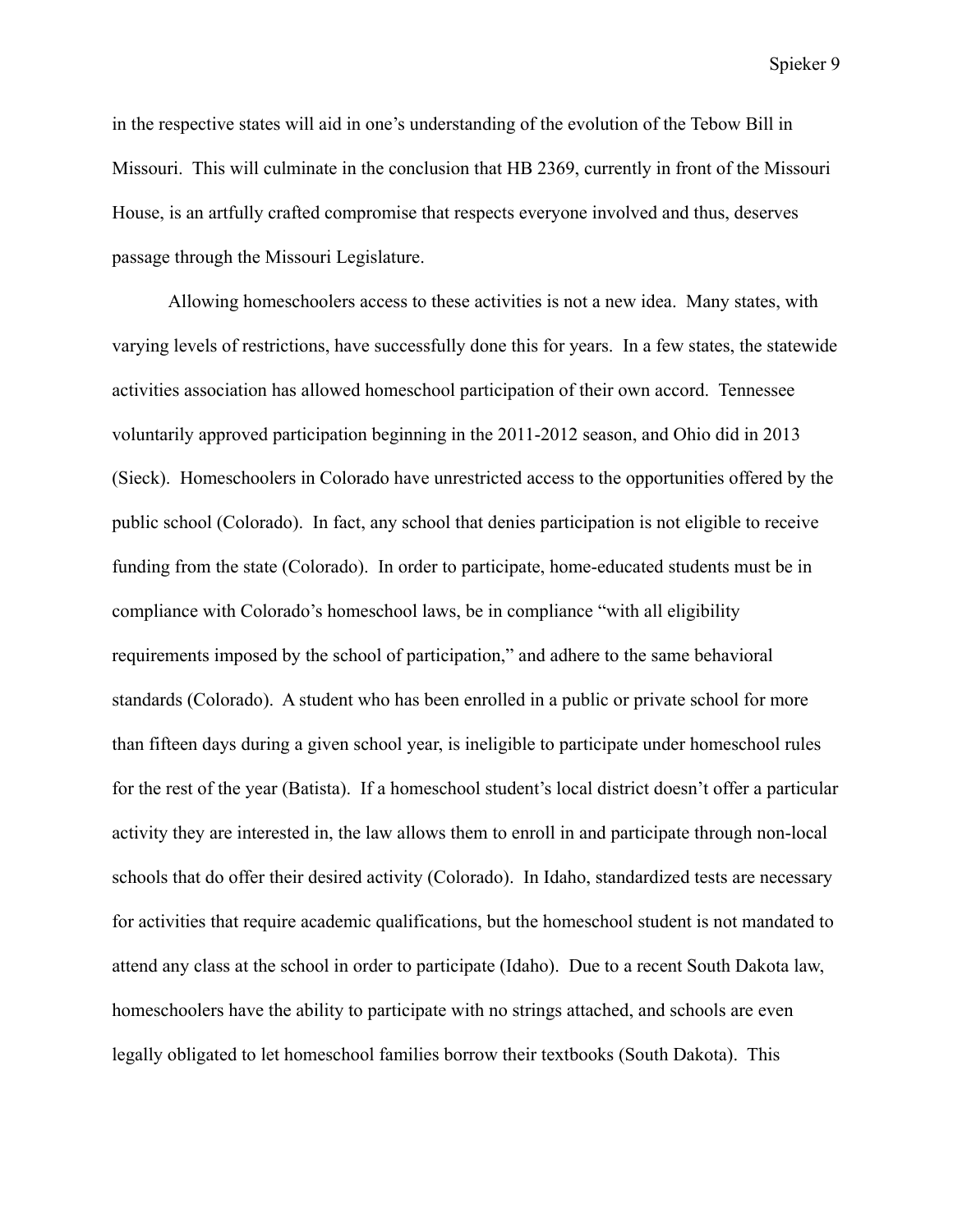in the respective states will aid in one's understanding of the evolution of the Tebow Bill in Missouri. This will culminate in the conclusion that HB 2369, currently in front of the Missouri House, is an artfully crafted compromise that respects everyone involved and thus, deserves passage through the Missouri Legislature.

Allowing homeschoolers access to these activities is not a new idea. Many states, with varying levels of restrictions, have successfully done this for years. In a few states, the statewide activities association has allowed homeschool participation of their own accord. Tennessee voluntarily approved participation beginning in the 2011-2012 season, and Ohio did in 2013 (Sieck). Homeschoolers in Colorado have unrestricted access to the opportunities offered by the public school (Colorado). In fact, any school that denies participation is not eligible to receive funding from the state (Colorado). In order to participate, home-educated students must be in compliance with Colorado's homeschool laws, be in compliance "with all eligibility requirements imposed by the school of participation," and adhere to the same behavioral standards (Colorado). A student who has been enrolled in a public or private school for more than fifteen days during a given school year, is ineligible to participate under homeschool rules for the rest of the year (Batista). If a homeschool student's local district doesn't offer a particular activity they are interested in, the law allows them to enroll in and participate through non-local schools that do offer their desired activity (Colorado). In Idaho, standardized tests are necessary for activities that require academic qualifications, but the homeschool student is not mandated to attend any class at the school in order to participate (Idaho). Due to a recent South Dakota law, homeschoolers have the ability to participate with no strings attached, and schools are even legally obligated to let homeschool families borrow their textbooks (South Dakota). This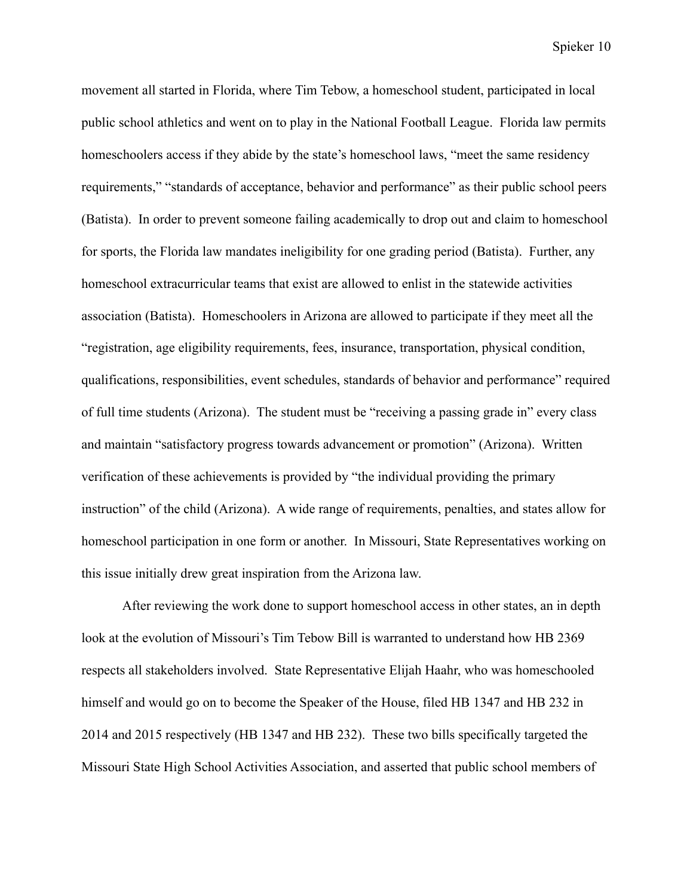movement all started in Florida, where Tim Tebow, a homeschool student, participated in local public school athletics and went on to play in the National Football League. Florida law permits homeschoolers access if they abide by the state's homeschool laws, "meet the same residency requirements," "standards of acceptance, behavior and performance" as their public school peers (Batista). In order to prevent someone failing academically to drop out and claim to homeschool for sports, the Florida law mandates ineligibility for one grading period (Batista). Further, any homeschool extracurricular teams that exist are allowed to enlist in the statewide activities association (Batista). Homeschoolers in Arizona are allowed to participate if they meet all the "registration, age eligibility requirements, fees, insurance, transportation, physical condition, qualifications, responsibilities, event schedules, standards of behavior and performance" required of full time students (Arizona). The student must be "receiving a passing grade in" every class and maintain "satisfactory progress towards advancement or promotion" (Arizona). Written verification of these achievements is provided by "the individual providing the primary instruction" of the child (Arizona). A wide range of requirements, penalties, and states allow for homeschool participation in one form or another. In Missouri, State Representatives working on this issue initially drew great inspiration from the Arizona law.

After reviewing the work done to support homeschool access in other states, an in depth look at the evolution of Missouri's Tim Tebow Bill is warranted to understand how HB 2369 respects all stakeholders involved. State Representative Elijah Haahr, who was homeschooled himself and would go on to become the Speaker of the House, filed HB 1347 and HB 232 in 2014 and 2015 respectively (HB 1347 and HB 232). These two bills specifically targeted the Missouri State High School Activities Association, and asserted that public school members of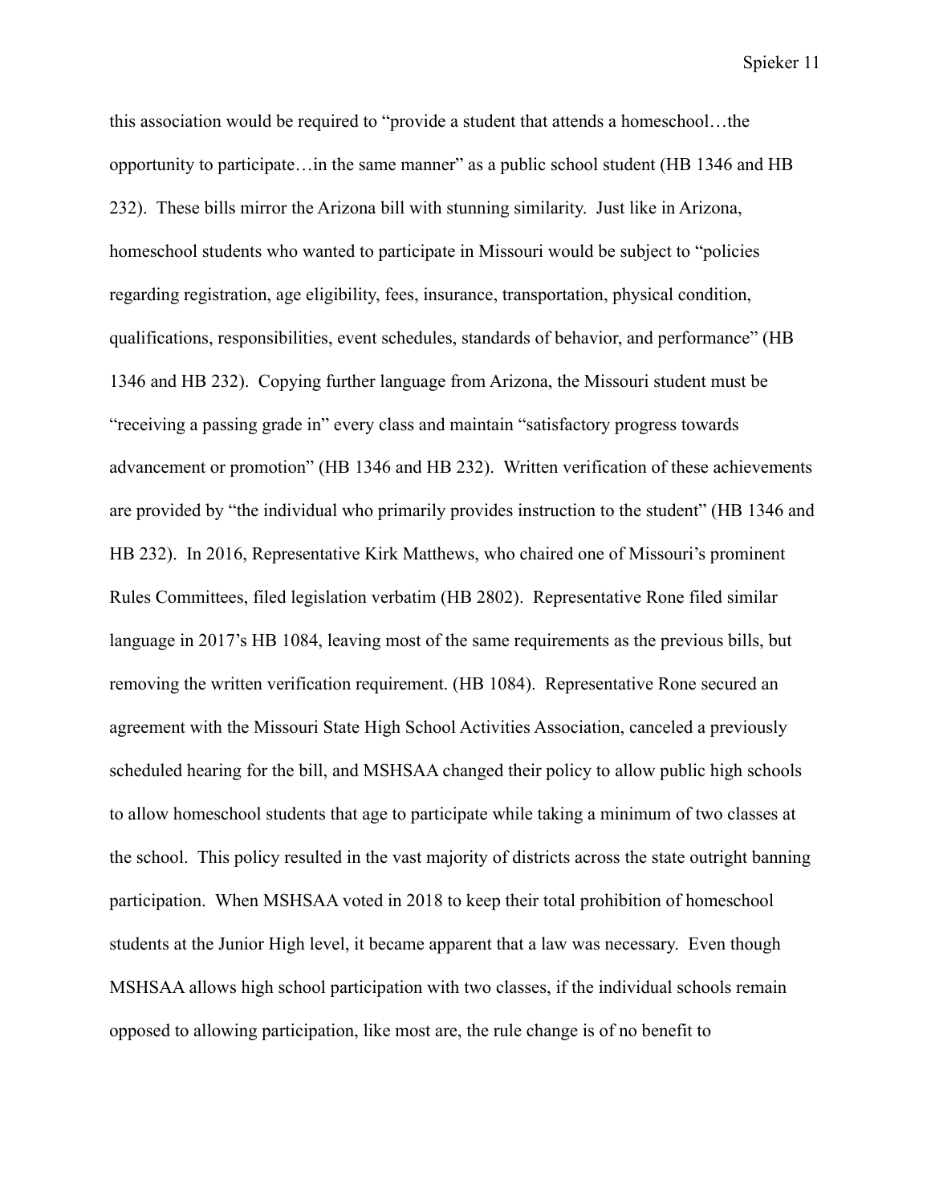this association would be required to "provide a student that attends a homeschool…the opportunity to participate…in the same manner" as a public school student (HB 1346 and HB 232). These bills mirror the Arizona bill with stunning similarity. Just like in Arizona, homeschool students who wanted to participate in Missouri would be subject to "policies regarding registration, age eligibility, fees, insurance, transportation, physical condition, qualifications, responsibilities, event schedules, standards of behavior, and performance" (HB 1346 and HB 232). Copying further language from Arizona, the Missouri student must be "receiving a passing grade in" every class and maintain "satisfactory progress towards advancement or promotion" (HB 1346 and HB 232). Written verification of these achievements are provided by "the individual who primarily provides instruction to the student" (HB 1346 and HB 232). In 2016, Representative Kirk Matthews, who chaired one of Missouri's prominent Rules Committees, filed legislation verbatim (HB 2802). Representative Rone filed similar language in 2017's HB 1084, leaving most of the same requirements as the previous bills, but removing the written verification requirement. (HB 1084). Representative Rone secured an agreement with the Missouri State High School Activities Association, canceled a previously scheduled hearing for the bill, and MSHSAA changed their policy to allow public high schools to allow homeschool students that age to participate while taking a minimum of two classes at the school. This policy resulted in the vast majority of districts across the state outright banning participation. When MSHSAA voted in 2018 to keep their total prohibition of homeschool students at the Junior High level, it became apparent that a law was necessary. Even though MSHSAA allows high school participation with two classes, if the individual schools remain opposed to allowing participation, like most are, the rule change is of no benefit to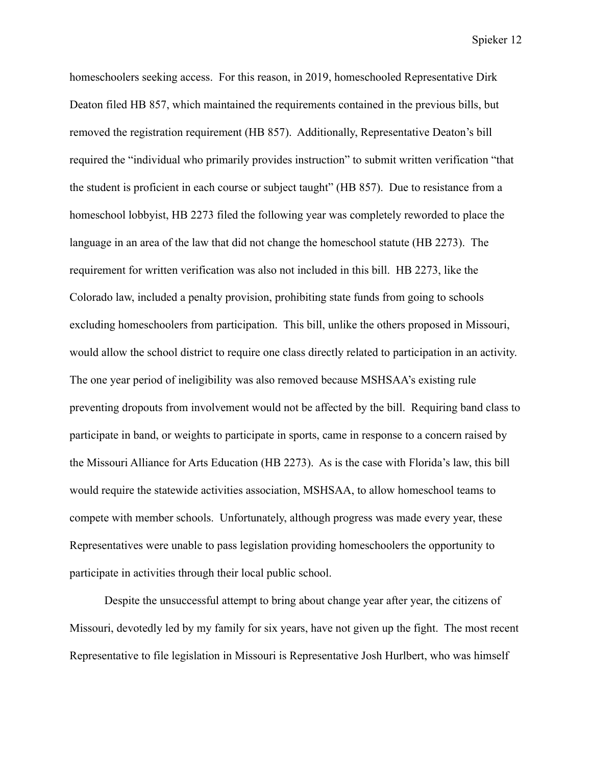homeschoolers seeking access. For this reason, in 2019, homeschooled Representative Dirk Deaton filed HB 857, which maintained the requirements contained in the previous bills, but removed the registration requirement (HB 857). Additionally, Representative Deaton's bill required the "individual who primarily provides instruction" to submit written verification "that the student is proficient in each course or subject taught" (HB 857). Due to resistance from a homeschool lobbyist, HB 2273 filed the following year was completely reworded to place the language in an area of the law that did not change the homeschool statute (HB 2273). The requirement for written verification was also not included in this bill. HB 2273, like the Colorado law, included a penalty provision, prohibiting state funds from going to schools excluding homeschoolers from participation. This bill, unlike the others proposed in Missouri, would allow the school district to require one class directly related to participation in an activity. The one year period of ineligibility was also removed because MSHSAA's existing rule preventing dropouts from involvement would not be affected by the bill. Requiring band class to participate in band, or weights to participate in sports, came in response to a concern raised by the Missouri Alliance for Arts Education (HB 2273). As is the case with Florida's law, this bill would require the statewide activities association, MSHSAA, to allow homeschool teams to compete with member schools. Unfortunately, although progress was made every year, these Representatives were unable to pass legislation providing homeschoolers the opportunity to participate in activities through their local public school.

Despite the unsuccessful attempt to bring about change year after year, the citizens of Missouri, devotedly led by my family for six years, have not given up the fight. The most recent Representative to file legislation in Missouri is Representative Josh Hurlbert, who was himself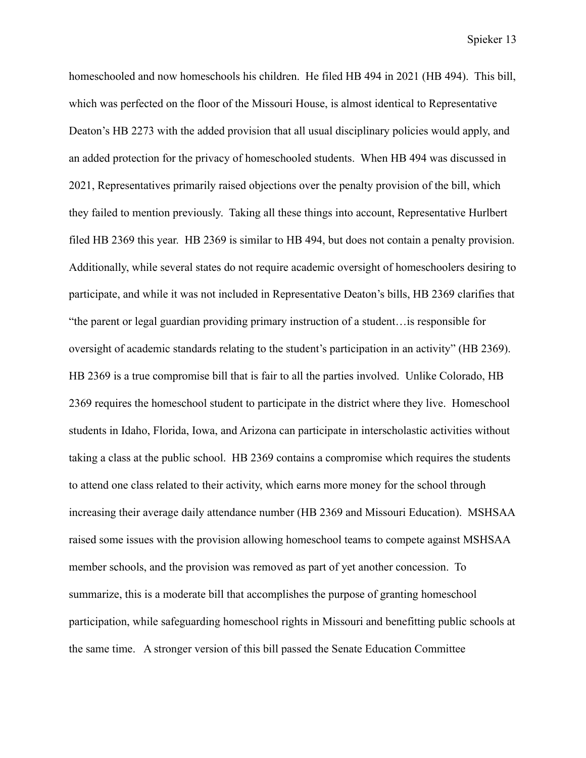homeschooled and now homeschools his children. He filed HB 494 in 2021 (HB 494). This bill, which was perfected on the floor of the Missouri House, is almost identical to Representative Deaton's HB 2273 with the added provision that all usual disciplinary policies would apply, and an added protection for the privacy of homeschooled students. When HB 494 was discussed in 2021, Representatives primarily raised objections over the penalty provision of the bill, which they failed to mention previously. Taking all these things into account, Representative Hurlbert filed HB 2369 this year. HB 2369 is similar to HB 494, but does not contain a penalty provision. Additionally, while several states do not require academic oversight of homeschoolers desiring to participate, and while it was not included in Representative Deaton's bills, HB 2369 clarifies that "the parent or legal guardian providing primary instruction of a student…is responsible for oversight of academic standards relating to the student's participation in an activity" (HB 2369). HB 2369 is a true compromise bill that is fair to all the parties involved. Unlike Colorado, HB 2369 requires the homeschool student to participate in the district where they live. Homeschool students in Idaho, Florida, Iowa, and Arizona can participate in interscholastic activities without taking a class at the public school. HB 2369 contains a compromise which requires the students to attend one class related to their activity, which earns more money for the school through increasing their average daily attendance number (HB 2369 and Missouri Education). MSHSAA raised some issues with the provision allowing homeschool teams to compete against MSHSAA member schools, and the provision was removed as part of yet another concession. To summarize, this is a moderate bill that accomplishes the purpose of granting homeschool participation, while safeguarding homeschool rights in Missouri and benefitting public schools at the same time. A stronger version of this bill passed the Senate Education Committee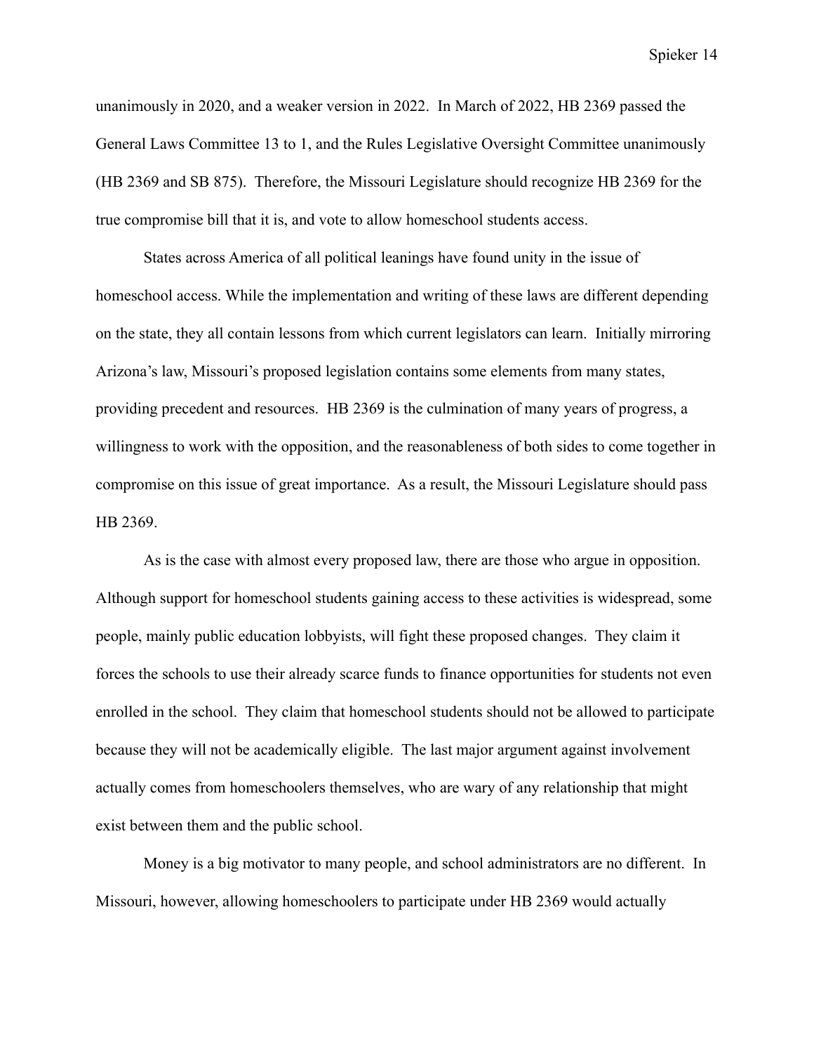unanimously in 2020, and a weaker version in 2022. In March of 2022, HB 2369 passed the General Laws Committee 13 to 1, and the Rules Legislative Oversight Committee unanimously (HB 2369 and SB 875). Therefore, the Missouri Legislature should recognize HB 2369 for the true compromise bill that it is, and vote to allow homeschool students access.

States across America of all political leanings have found unity in the issue of homeschool access. While the implementation and writing of these laws are different depending on the state, they all contain lessons from which current legislators can learn. Initially mirroring Arizona's law, Missouri's proposed legislation contains some elements from many states, providing precedent and resources. HB 2369 is the culmination of many years of progress, a willingness to work with the opposition, and the reasonableness of both sides to come together in compromise on this issue of great importance. As a result, the Missouri Legislature should pass HB 2369.

As is the case with almost every proposed law, there are those who argue in opposition. Although support for homeschool students gaining access to these activities is widespread, some people, mainly public education lobbyists, will fight these proposed changes. They claim it forces the schools to use their already scarce funds to finance opportunities for students not even enrolled in the school. They claim that homeschool students should not be allowed to participate because they will not be academically eligible. The last major argument against involvement actually comes from homeschoolers themselves, who are wary of any relationship that might exist between them and the public school.

Money is a big motivator to many people, and school administrators are no different. In Missouri, however, allowing homeschoolers to participate under HB 2369 would actually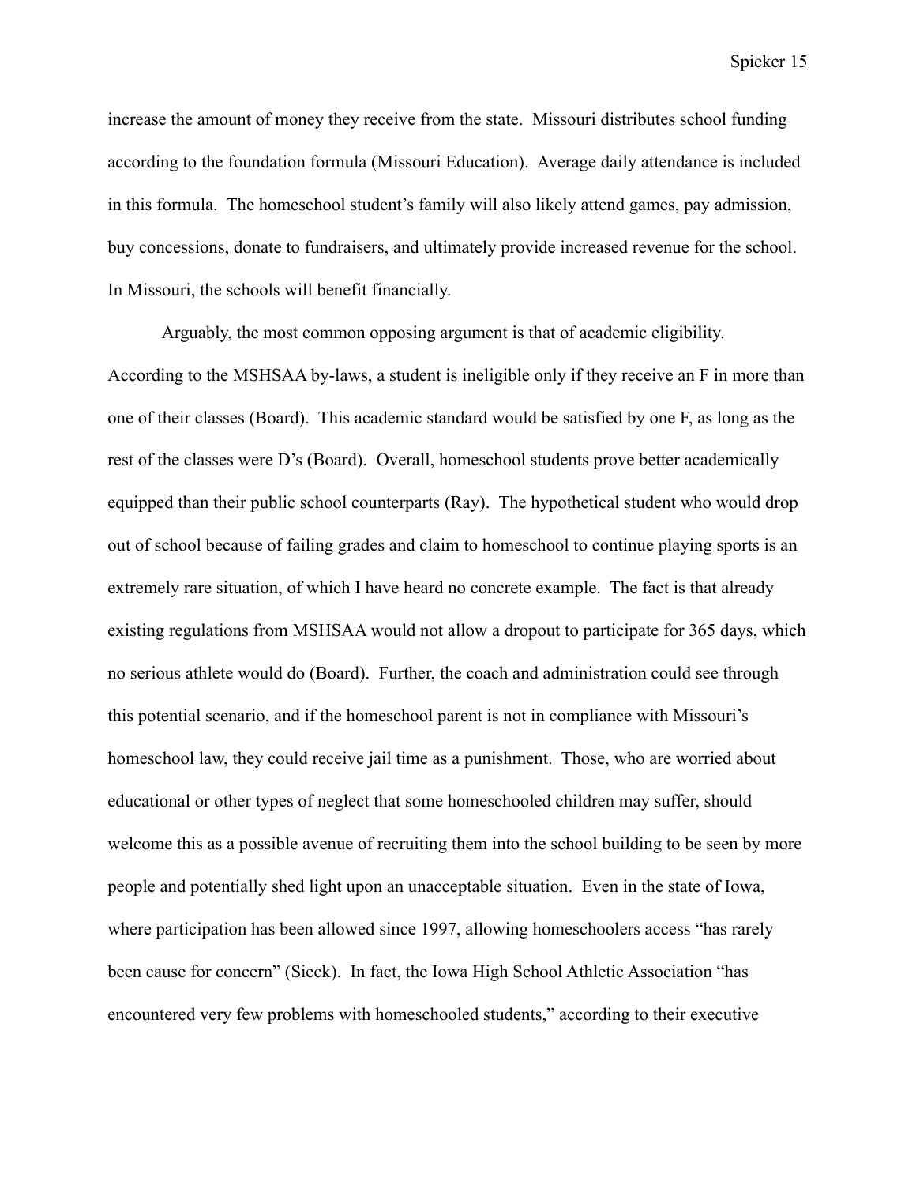increase the amount of money they receive from the state. Missouri distributes school funding according to the foundation formula (Missouri Education). Average daily attendance is included in this formula. The homeschool student's family will also likely attend games, pay admission, buy concessions, donate to fundraisers, and ultimately provide increased revenue for the school. In Missouri, the schools will benefit financially.

Arguably, the most common opposing argument is that of academic eligibility. According to the MSHSAA by-laws, a student is ineligible only if they receive an F in more than one of their classes (Board). This academic standard would be satisfied by one F, as long as the rest of the classes were D's (Board). Overall, homeschool students prove better academically equipped than their public school counterparts (Ray). The hypothetical student who would drop out of school because of failing grades and claim to homeschool to continue playing sports is an extremely rare situation, of which I have heard no concrete example. The fact is that already existing regulations from MSHSAA would not allow a dropout to participate for 365 days, which no serious athlete would do (Board). Further, the coach and administration could see through this potential scenario, and if the homeschool parent is not in compliance with Missouri's homeschool law, they could receive jail time as a punishment. Those, who are worried about educational or other types of neglect that some homeschooled children may suffer, should welcome this as a possible avenue of recruiting them into the school building to be seen by more people and potentially shed light upon an unacceptable situation. Even in the state of Iowa, where participation has been allowed since 1997, allowing homeschoolers access "has rarely been cause for concern" (Sieck). In fact, the Iowa High School Athletic Association "has encountered very few problems with homeschooled students," according to their executive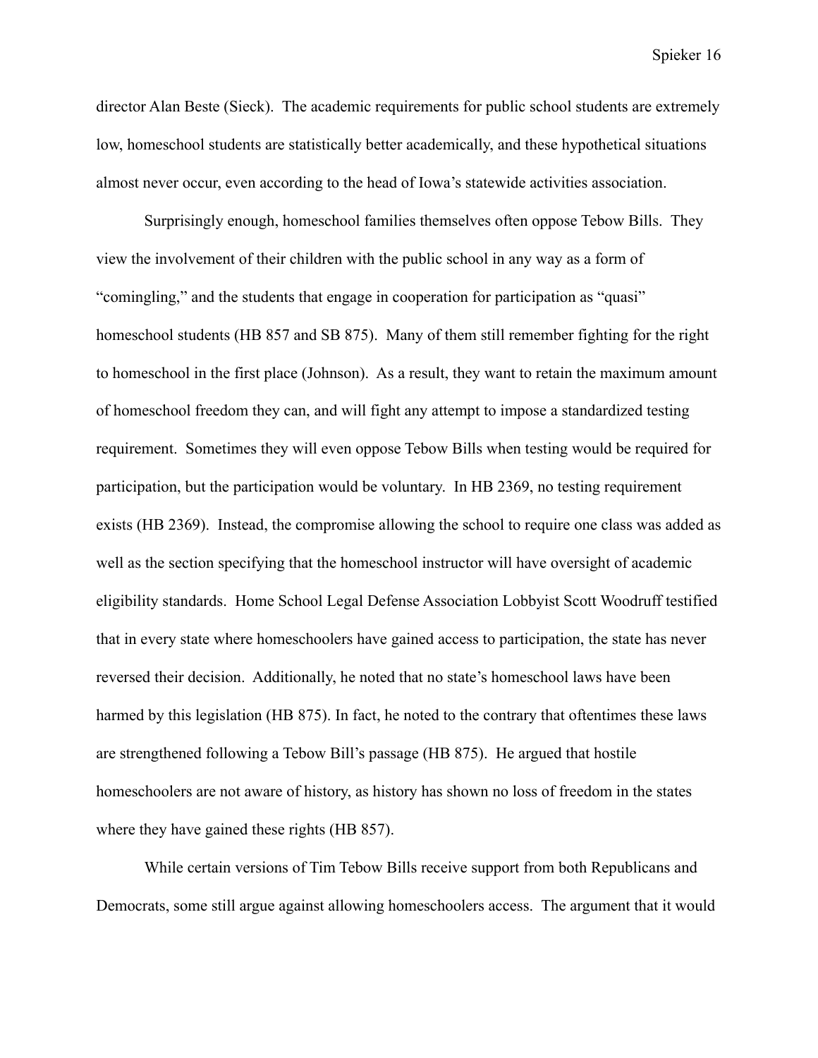director Alan Beste (Sieck). The academic requirements for public school students are extremely low, homeschool students are statistically better academically, and these hypothetical situations almost never occur, even according to the head of Iowa's statewide activities association.

Surprisingly enough, homeschool families themselves often oppose Tebow Bills. They view the involvement of their children with the public school in any way as a form of "comingling," and the students that engage in cooperation for participation as "quasi" homeschool students (HB 857 and SB 875). Many of them still remember fighting for the right to homeschool in the first place (Johnson). As a result, they want to retain the maximum amount of homeschool freedom they can, and will fight any attempt to impose a standardized testing requirement. Sometimes they will even oppose Tebow Bills when testing would be required for participation, but the participation would be voluntary. In HB 2369, no testing requirement exists (HB 2369). Instead, the compromise allowing the school to require one class was added as well as the section specifying that the homeschool instructor will have oversight of academic eligibility standards. Home School Legal Defense Association Lobbyist Scott Woodruff testified that in every state where homeschoolers have gained access to participation, the state has never reversed their decision. Additionally, he noted that no state's homeschool laws have been harmed by this legislation (HB 875). In fact, he noted to the contrary that oftentimes these laws are strengthened following a Tebow Bill's passage (HB 875). He argued that hostile homeschoolers are not aware of history, as history has shown no loss of freedom in the states where they have gained these rights (HB 857).

While certain versions of Tim Tebow Bills receive support from both Republicans and Democrats, some still argue against allowing homeschoolers access. The argument that it would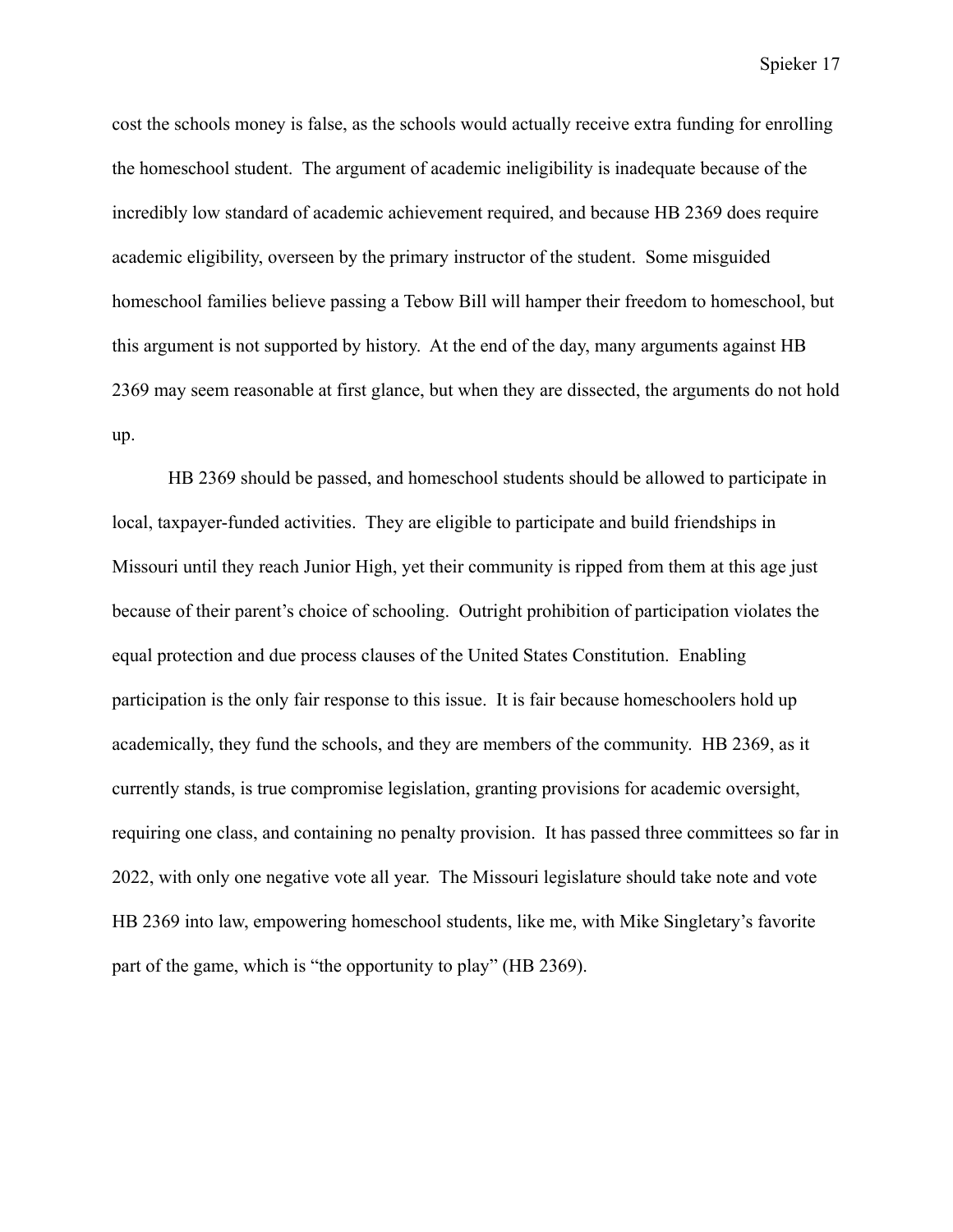cost the schools money is false, as the schools would actually receive extra funding for enrolling the homeschool student. The argument of academic ineligibility is inadequate because of the incredibly low standard of academic achievement required, and because HB 2369 does require academic eligibility, overseen by the primary instructor of the student. Some misguided homeschool families believe passing a Tebow Bill will hamper their freedom to homeschool, but this argument is not supported by history. At the end of the day, many arguments against HB 2369 may seem reasonable at first glance, but when they are dissected, the arguments do not hold up.

HB 2369 should be passed, and homeschool students should be allowed to participate in local, taxpayer-funded activities. They are eligible to participate and build friendships in Missouri until they reach Junior High, yet their community is ripped from them at this age just because of their parent's choice of schooling. Outright prohibition of participation violates the equal protection and due process clauses of the United States Constitution. Enabling participation is the only fair response to this issue. It is fair because homeschoolers hold up academically, they fund the schools, and they are members of the community. HB 2369, as it currently stands, is true compromise legislation, granting provisions for academic oversight, requiring one class, and containing no penalty provision. It has passed three committees so far in 2022, with only one negative vote all year. The Missouri legislature should take note and vote HB 2369 into law, empowering homeschool students, like me, with Mike Singletary's favorite part of the game, which is "the opportunity to play" (HB 2369).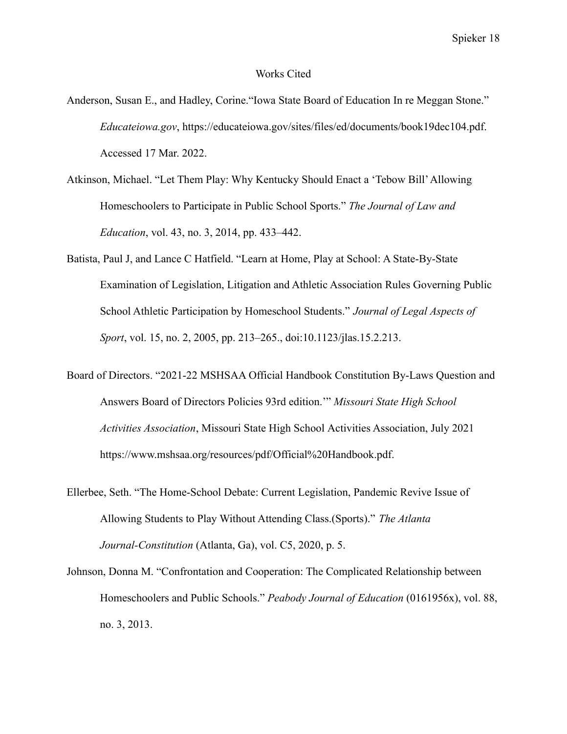# Works Cited

Anderson, Susan E., and Hadley, Corine.“Iowa State Board of Education In re Meggan Stone.” *Educateiowa.gov*, https://educateiowa.gov/sites/files/ed/documents/book19dec104.pdf. Accessed 17 Mar. 2022.

Atkinson, Michael. “Let Them Play: Why Kentucky Should Enact a ‘Tebow Bill’ Allowing Homeschoolers to Participate in Public School Sports.” *The Journal of Law and Education*, vol. 43, no. 3, 2014, pp. 433–442.

Batista, Paul J, and Lance C Hatfield. “Learn at Home, Play at School: A State-By-State Examination of Legislation, Litigation and Athletic Association Rules Governing Public School Athletic Participation by Homeschool Students.” *Journal of Legal Aspects of Sport*, vol. 15, no. 2, 2005, pp. 213–265., doi:10.1123/jlas.15.2.213.

Board of Directors. “2021-22 MSHSAA Official Handbook Constitution By-Laws Question and Answers Board of Directors Policies 93rd edition.’” *Missouri State High School Activities Association*, Missouri State High School Activities Association, July 2021 https://www.mshsaa.org/resources/pdf/Official%20Handbook.pdf.

Ellerbee, Seth. “The Home-School Debate: Current Legislation, Pandemic Revive Issue of Allowing Students to Play Without Attending Class.(Sports).” *The Atlanta Journal-Constitution* (Atlanta, Ga), vol. C5, 2020, p. 5.

Johnson, Donna M. “Confrontation and Cooperation: The Complicated Relationship between Homeschoolers and Public Schools.” *Peabody Journal of Education* (0161956x), vol. 88, no. 3, 2013.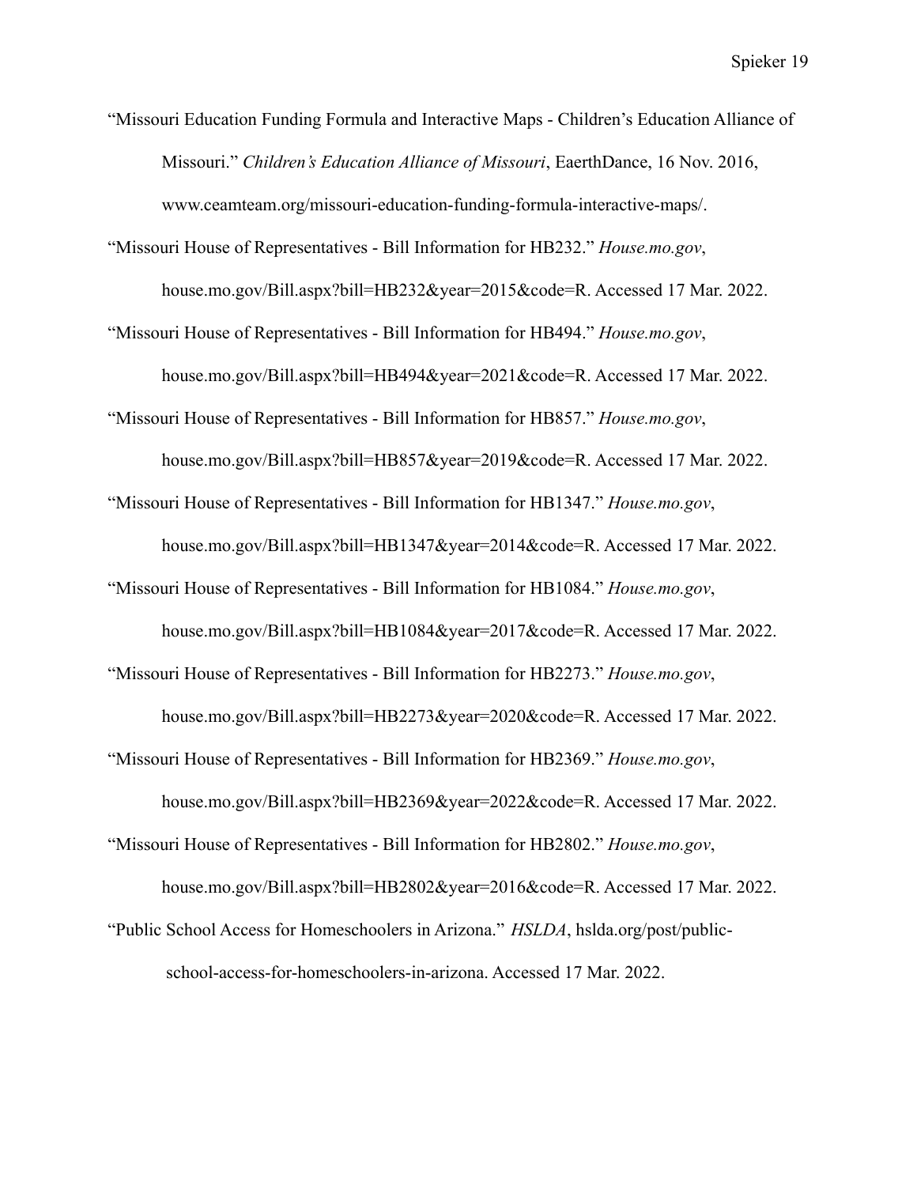"Missouri Education Funding Formula and Interactive Maps - Children's Education Alliance of Missouri." *Children's Education Alliance of Missouri*, EaerthDance, 16 Nov. 2016, www.ceamteam.org/missouri-education-funding-formula-interactive-maps/.

"Missouri House of Representatives - Bill Information for HB232." *House.mo.gov*, house.mo.gov/Bill.aspx?bill=HB232&year=2015&code=R. Accessed 17 Mar. 2022.

"Missouri House of Representatives - Bill Information for HB494." *House.mo.gov*, house.mo.gov/Bill.aspx?bill=HB494&year=2021&code=R. Accessed 17 Mar. 2022.

"Missouri House of Representatives - Bill Information for HB857." *House.mo.gov*, house.mo.gov/Bill.aspx?bill=HB857&year=2019&code=R. Accessed 17 Mar. 2022.

"Missouri House of Representatives - Bill Information for HB1347." *House.mo.gov*, house.mo.gov/Bill.aspx?bill=HB1347&year=2014&code=R. Accessed 17 Mar. 2022.

"Missouri House of Representatives - Bill Information for HB1084." *House.mo.gov*, house.mo.gov/Bill.aspx?bill=HB1084&year=2017&code=R. Accessed 17 Mar. 2022.

"Missouri House of Representatives - Bill Information for HB2273." *House.mo.gov*, house.mo.gov/Bill.aspx?bill=HB2273&year=2020&code=R. Accessed 17 Mar. 2022.

"Missouri House of Representatives - Bill Information for HB2369." *House.mo.gov*, house.mo.gov/Bill.aspx?bill=HB2369&year=2022&code=R. Accessed 17 Mar. 2022.

"Missouri House of Representatives - Bill Information for HB2802." *House.mo.gov*, house.mo.gov/Bill.aspx?bill=HB2802&year=2016&code=R. Accessed 17 Mar. 2022.

"Public School Access for Homeschoolers in Arizona." *HSLDA*, hslda.org/post/public-school-access-for-homeschoolers-in-arizona. Accessed 17 Mar. 2022.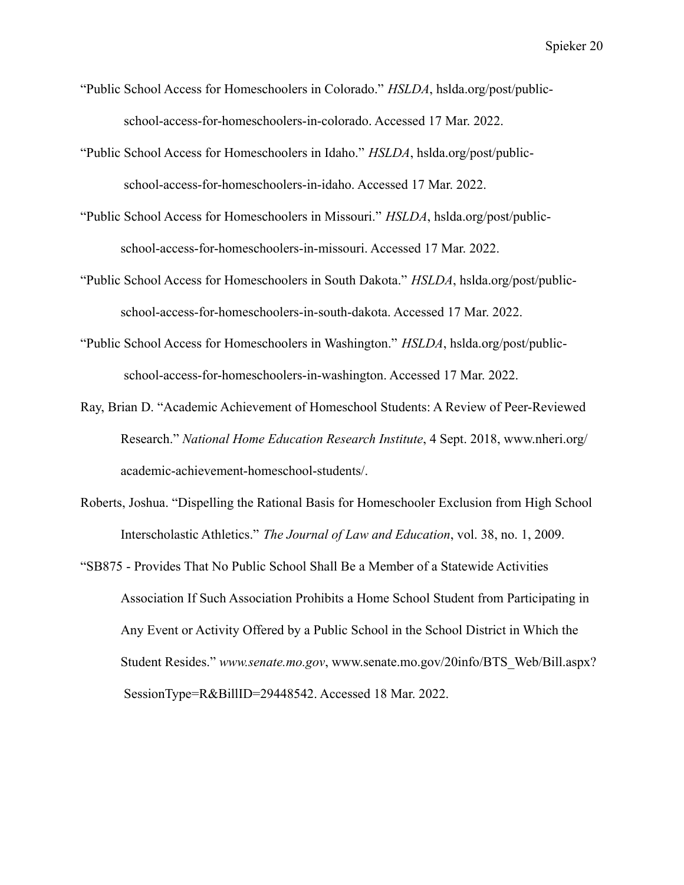"Public School Access for Homeschoolers in Colorado." *HSLDA*, hslda.org/post/public-school-access-for-homeschoolers-in-colorado. Accessed 17 Mar. 2022.

"Public School Access for Homeschoolers in Idaho." *HSLDA*, hslda.org/post/public-school-access-for-homeschoolers-in-idaho. Accessed 17 Mar. 2022.

"Public School Access for Homeschoolers in Missouri." *HSLDA*, hslda.org/post/public-school-access-for-homeschoolers-in-missouri. Accessed 17 Mar. 2022.

"Public School Access for Homeschoolers in South Dakota." *HSLDA*, hslda.org/post/public-school-access-for-homeschoolers-in-south-dakota. Accessed 17 Mar. 2022.

"Public School Access for Homeschoolers in Washington." *HSLDA*, hslda.org/post/public-school-access-for-homeschoolers-in-washington. Accessed 17 Mar. 2022.

Ray, Brian D. "Academic Achievement of Homeschool Students: A Review of Peer-Reviewed Research." *National Home Education Research Institute*, 4 Sept. 2018, www.nheri.org/academic-achievement-homeschool-students/.

Roberts, Joshua. "Dispelling the Rational Basis for Homeschooler Exclusion from High School Interscholastic Athletics." *The Journal of Law and Education*, vol. 38, no. 1, 2009.

"SB875 - Provides That No Public School Shall Be a Member of a Statewide Activities Association If Such Association Prohibits a Home School Student from Participating in Any Event or Activity Offered by a Public School in the School District in Which the Student Resides." *www.senate.mo.gov*, www.senate.mo.gov/20info/BTS_Web/Bill.aspx?SessionType=R&BillID=29448542. Accessed 18 Mar. 2022.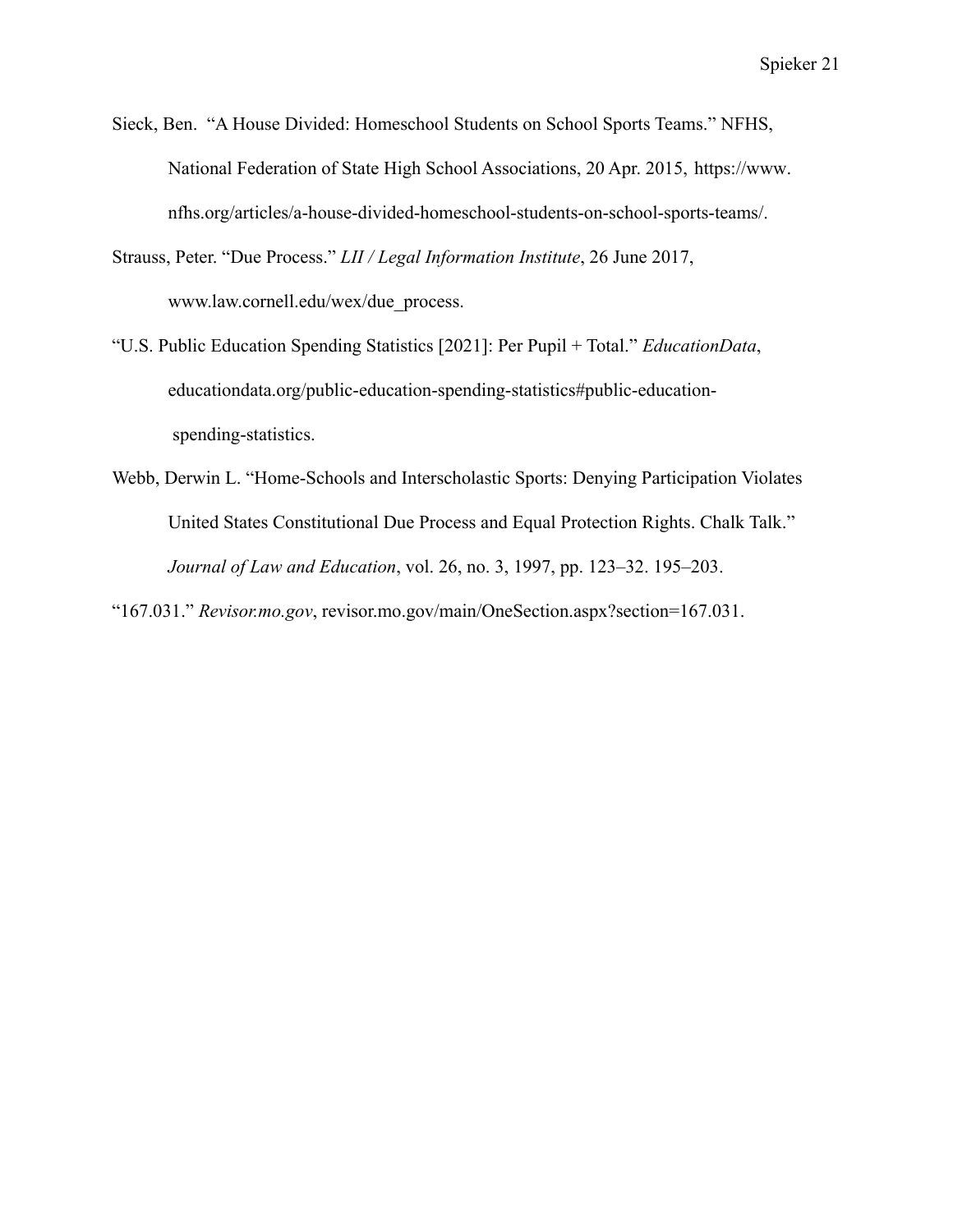Sieck, Ben. "A House Divided: Homeschool Students on School Sports Teams." NFHS, National Federation of State High School Associations, 20 Apr. 2015, https://www.nfhs.org/articles/a-house-divided-homeschool-students-on-school-sports-teams/.

Strauss, Peter. "Due Process." *LII / Legal Information Institute*, 26 June 2017, www.law.cornell.edu/wex/due_process.

"U.S. Public Education Spending Statistics [2021]: Per Pupil + Total." *EducationData*, educationdata.org/public-education-spending-statistics#public-education-spending-statistics.

Webb, Derwin L. "Home-Schools and Interscholastic Sports: Denying Participation Violates United States Constitutional Due Process and Equal Protection Rights. Chalk Talk." *Journal of Law and Education*, vol. 26, no. 3, 1997, pp. 123–32. 195–203.

"167.031." *Revisor.mo.gov*, revisor.mo.gov/main/OneSection.aspx?section=167.031.